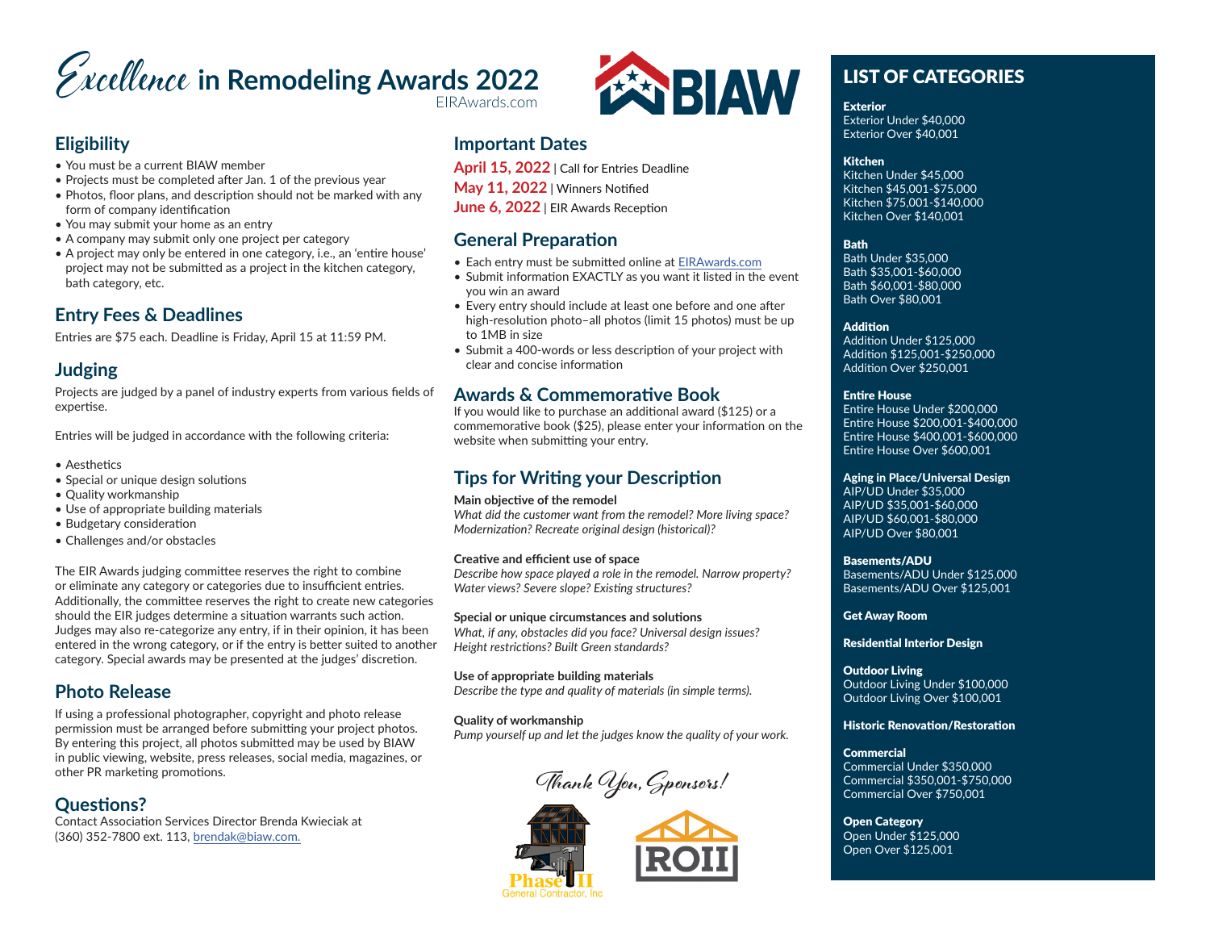# *Excellence* in Remodeling Awards 2022

EIRAwards.com

BIAW

## Eligibility

- You must be a current BIAW member
- Projects must be completed after Jan. 1 of the previous year
- Photos, floor plans, and description should not be marked with any form of company identification
- You may submit your home as an entry
- A company may submit only one project per category
- A project may only be entered in one category, i.e., an 'entire house' project may not be submitted as a project in the kitchen category, bath category, etc.

## Entry Fees & Deadlines

Entries are $75 each. Deadline is Friday, April 15 at 11:59 PM.

## Judging

Projects are judged by a panel of industry experts from various fields of expertise.

Entries will be judged in accordance with the following criteria:

- Aesthetics
- Special or unique design solutions
- Quality workmanship
- Use of appropriate building materials
- Budgetary consideration
- Challenges and/or obstacles

The EIR Awards judging committee reserves the right to combine or eliminate any category or categories due to insufficient entries. Additionally, the committee reserves the right to create new categories should the EIR judges determine a situation warrants such action. Judges may also re-categorize any entry, if in their opinion, it has been entered in the wrong category, or if the entry is better suited to another category. Special awards may be presented at the judges' discretion.

## Photo Release

If using a professional photographer, copyright and photo release permission must be arranged before submitting your project photos. By entering this project, all photos submitted may be used by BIAW in public viewing, website, press releases, social media, magazines, or other PR marketing promotions.

## Questions?

Contact Association Services Director Brenda Kwieciak at (360) 352-7800 ext. 113, brendak@biaw.com.

## Important Dates

**April 15, 2022** | Call for Entries Deadline
**May 11, 2022** | Winners Notified
**June 6, 2022** | EIR Awards Reception

## General Preparation

- Each entry must be submitted online at EIRAwards.com
- Submit information EXACTLY as you want it listed in the event you win an award
- Every entry should include at least one before and one after high-resolution photo–all photos (limit 15 photos) must be up to 1MB in size
- Submit a 400-words or less description of your project with clear and concise information

## Awards & Commemorative Book

If you would like to purchase an additional award ($125) or a commemorative book ($25), please enter your information on the website when submitting your entry.

## Tips for Writing your Description

**Main objective of the remodel**
*What did the customer want from the remodel? More living space? Modernization? Recreate original design (historical)?*

**Creative and efficient use of space**
*Describe how space played a role in the remodel. Narrow property? Water views? Severe slope? Existing structures?*

**Special or unique circumstances and solutions**
*What, if any, obstacles did you face? Universal design issues? Height restrictions? Built Green standards?*

**Use of appropriate building materials**
*Describe the type and quality of materials (in simple terms).*

**Quality of workmanship**
*Pump yourself up and let the judges know the quality of your work.*

*Thank You, Sponsors!*

Phase II General Contractor, Inc

ROII

## LIST OF CATEGORIES

**Exterior**
Exterior Under $40,000
Exterior Over $40,001

**Kitchen**
Kitchen Under $45,000
Kitchen $45,001-$75,000
Kitchen $75,001-$140,000
Kitchen Over $140,001

**Bath**
Bath Under $35,000
Bath $35,001-$60,000
Bath $60,001-$80,000
Bath Over $80,001

**Addition**
Addition Under $125,000
Addition $125,001-$250,000
Addition Over $250,001

**Entire House**
Entire House Under $200,000
Entire House $200,001-$400,000
Entire House $400,001-$600,000
Entire House Over $600,001

**Aging in Place/Universal Design**
AIP/UD Under $35,000
AIP/UD $35,001-$60,000
AIP/UD $60,001-$80,000
AIP/UD Over $80,001

**Basements/ADU**
Basements/ADU Under $125,000
Basements/ADU Over $125,001

**Get Away Room**

**Residential Interior Design**

**Outdoor Living**
Outdoor Living Under $100,000
Outdoor Living Over $100,001

**Historic Renovation/Restoration**

**Commercial**
Commercial Under $350,000
Commercial $350,001-$750,000
Commercial Over $750,001

**Open Category**
Open Under $125,000
Open Over $125,001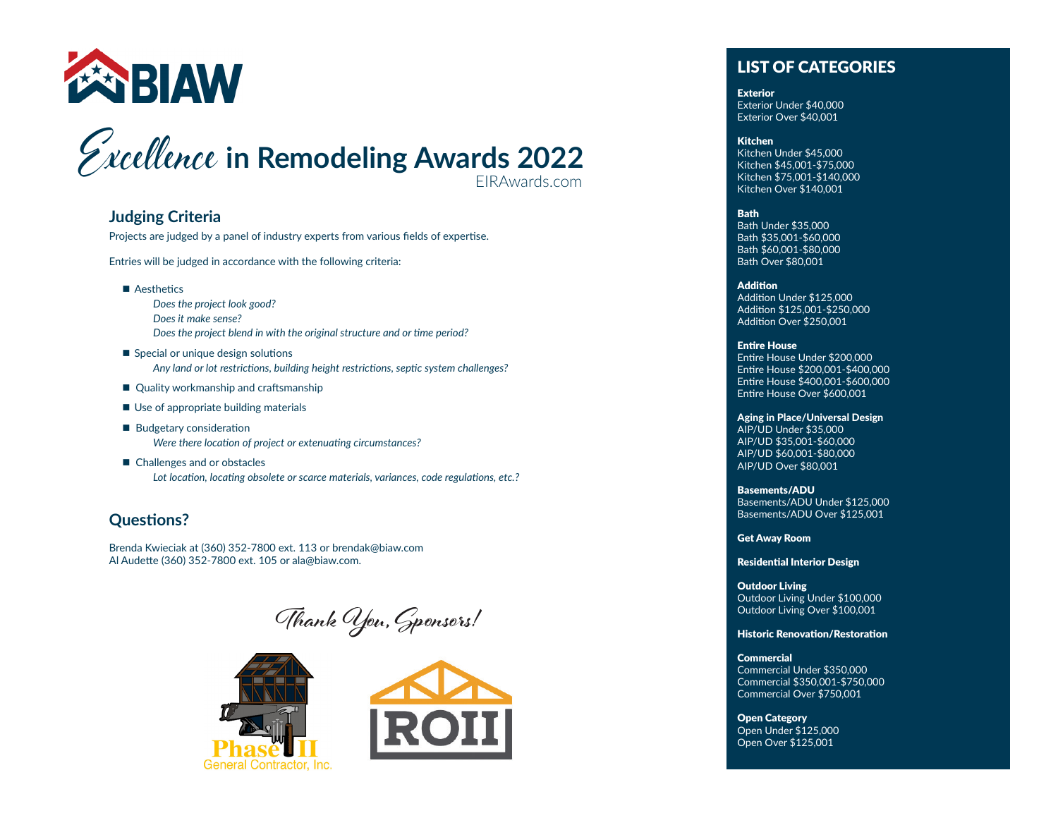BIAW

# Excellence in Remodeling Awards 2022

EIRAwards.com

## Judging Criteria

Projects are judged by a panel of industry experts from various fields of expertise.

Entries will be judged in accordance with the following criteria:

- Aesthetics
  *Does the project look good?*
  *Does it make sense?*
  *Does the project blend in with the original structure and or time period?*
- Special or unique design solutions
  *Any land or lot restrictions, building height restrictions, septic system challenges?*
- Quality workmanship and craftsmanship
- Use of appropriate building materials
- Budgetary consideration
  *Were there location of project or extenuating circumstances?*
- Challenges and or obstacles
  *Lot location, locating obsolete or scarce materials, variances, code regulations, etc.?*

## Questions?

Brenda Kwieciak at (360) 352-7800 ext. 113 or brendak@biaw.com
Al Audette (360) 352-7800 ext. 105 or ala@biaw.com.

*Thank You, Sponsors!*

Phase II General Contractor, Inc.

ROII

## LIST OF CATEGORIES

**Exterior**
Exterior Under $40,000
Exterior Over $40,001

**Kitchen**
Kitchen Under $45,000
Kitchen $45,001-$75,000
Kitchen $75,001-$140,000
Kitchen Over $140,001

**Bath**
Bath Under $35,000
Bath $35,001-$60,000
Bath $60,001-$80,000
Bath Over $80,001

**Addition**
Addition Under $125,000
Addition $125,001-$250,000
Addition Over $250,001

**Entire House**
Entire House Under $200,000
Entire House $200,001-$400,000
Entire House $400,001-$600,000
Entire House Over $600,001

**Aging in Place/Universal Design**
AIP/UD Under $35,000
AIP/UD $35,001-$60,000
AIP/UD $60,001-$80,000
AIP/UD Over $80,001

**Basements/ADU**
Basements/ADU Under $125,000
Basements/ADU Over $125,001

**Get Away Room**

**Residential Interior Design**

**Outdoor Living**
Outdoor Living Under $100,000
Outdoor Living Over $100,001

**Historic Renovation/Restoration**

**Commercial**
Commercial Under $350,000
Commercial $350,001-$750,000
Commercial Over $750,001

**Open Category**
Open Under $125,000
Open Over $125,001